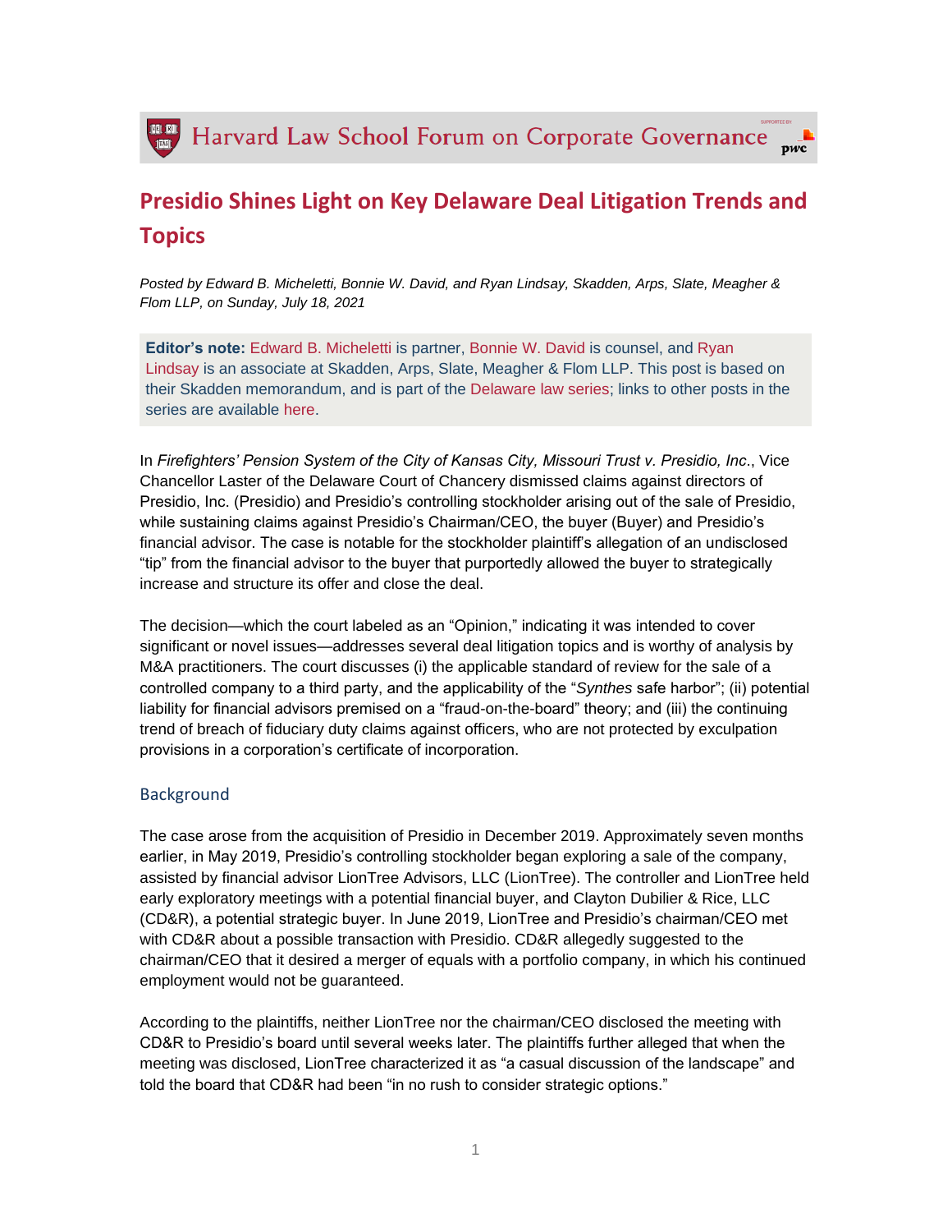# Presidio Shines Light on Key Delaware Deal Litigation Trends and Topics

*Posted by Edward B. Micheletti, Bonnie W. David, and Ryan Lindsay, Skadden, Arps, Slate, Meagher & Flom LLP, on Sunday, July 18, 2021*

**Editor's note:** Edward B. Micheletti is partner, Bonnie W. David is counsel, and Ryan Lindsay is an associate at Skadden, Arps, Slate, Meagher & Flom LLP. This post is based on their Skadden memorandum, and is part of the Delaware law series; links to other posts in the series are available here.

In *Firefighters' Pension System of the City of Kansas City, Missouri Trust v. Presidio, Inc*., Vice Chancellor Laster of the Delaware Court of Chancery dismissed claims against directors of Presidio, Inc. (Presidio) and Presidio's controlling stockholder arising out of the sale of Presidio, while sustaining claims against Presidio's Chairman/CEO, the buyer (Buyer) and Presidio's financial advisor. The case is notable for the stockholder plaintiff's allegation of an undisclosed "tip" from the financial advisor to the buyer that purportedly allowed the buyer to strategically increase and structure its offer and close the deal.

The decision—which the court labeled as an "Opinion," indicating it was intended to cover significant or novel issues—addresses several deal litigation topics and is worthy of analysis by M&A practitioners. The court discusses (i) the applicable standard of review for the sale of a controlled company to a third party, and the applicability of the "*Synthes* safe harbor"; (ii) potential liability for financial advisors premised on a "fraud-on-the-board" theory; and (iii) the continuing trend of breach of fiduciary duty claims against officers, who are not protected by exculpation provisions in a corporation's certificate of incorporation.

## Background

The case arose from the acquisition of Presidio in December 2019. Approximately seven months earlier, in May 2019, Presidio's controlling stockholder began exploring a sale of the company, assisted by financial advisor LionTree Advisors, LLC (LionTree). The controller and LionTree held early exploratory meetings with a potential financial buyer, and Clayton Dubilier & Rice, LLC (CD&R), a potential strategic buyer. In June 2019, LionTree and Presidio's chairman/CEO met with CD&R about a possible transaction with Presidio. CD&R allegedly suggested to the chairman/CEO that it desired a merger of equals with a portfolio company, in which his continued employment would not be guaranteed.

According to the plaintiffs, neither LionTree nor the chairman/CEO disclosed the meeting with CD&R to Presidio's board until several weeks later. The plaintiffs further alleged that when the meeting was disclosed, LionTree characterized it as "a casual discussion of the landscape" and told the board that CD&R had been "in no rush to consider strategic options."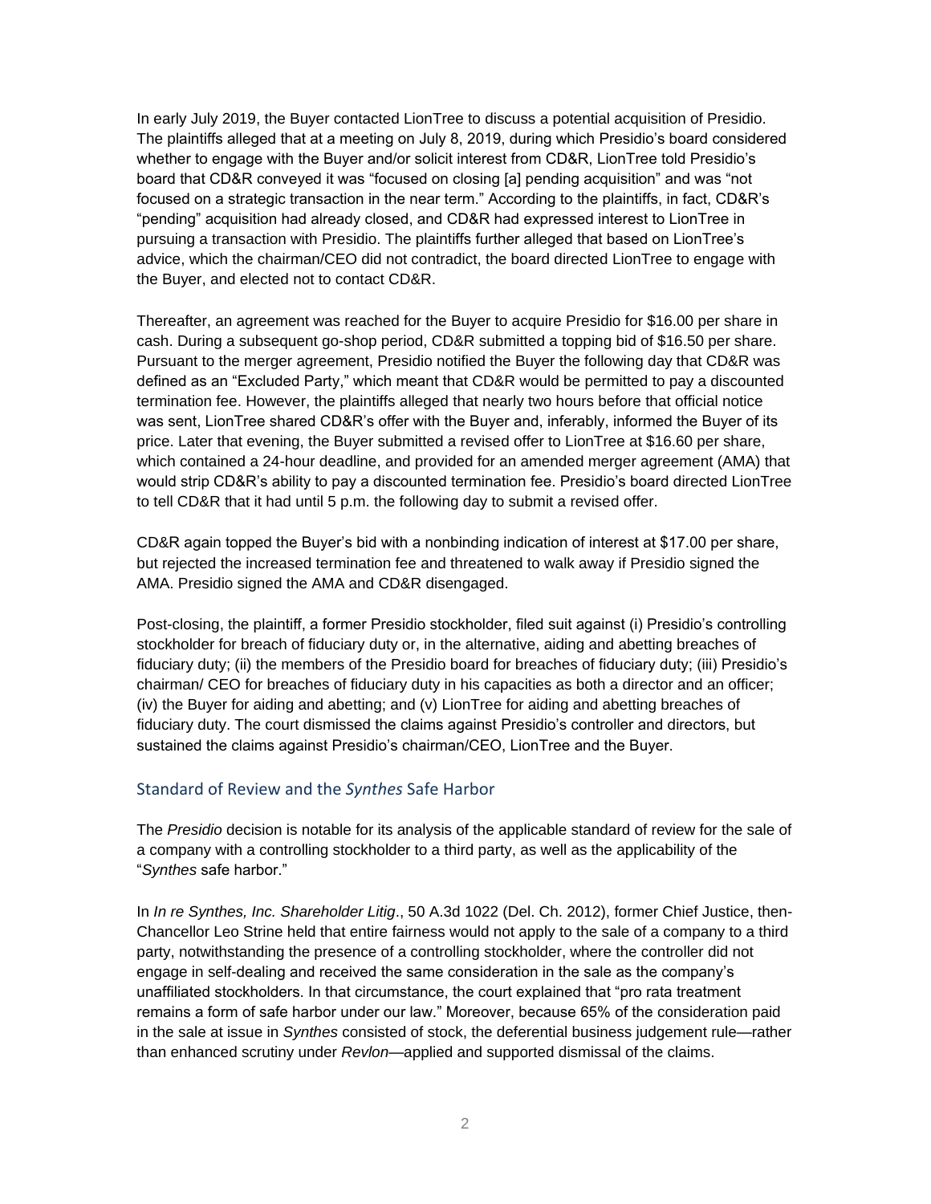In early July 2019, the Buyer contacted LionTree to discuss a potential acquisition of Presidio. The plaintiffs alleged that at a meeting on July 8, 2019, during which Presidio's board considered whether to engage with the Buyer and/or solicit interest from CD&R, LionTree told Presidio's board that CD&R conveyed it was "focused on closing [a] pending acquisition" and was "not focused on a strategic transaction in the near term." According to the plaintiffs, in fact, CD&R's "pending" acquisition had already closed, and CD&R had expressed interest to LionTree in pursuing a transaction with Presidio. The plaintiffs further alleged that based on LionTree's advice, which the chairman/CEO did not contradict, the board directed LionTree to engage with the Buyer, and elected not to contact CD&R.

Thereafter, an agreement was reached for the Buyer to acquire Presidio for $16.00 per share in cash. During a subsequent go-shop period, CD&R submitted a topping bid of $16.50 per share. Pursuant to the merger agreement, Presidio notified the Buyer the following day that CD&R was defined as an "Excluded Party," which meant that CD&R would be permitted to pay a discounted termination fee. However, the plaintiffs alleged that nearly two hours before that official notice was sent, LionTree shared CD&R's offer with the Buyer and, inferably, informed the Buyer of its price. Later that evening, the Buyer submitted a revised offer to LionTree at $16.60 per share, which contained a 24-hour deadline, and provided for an amended merger agreement (AMA) that would strip CD&R's ability to pay a discounted termination fee. Presidio's board directed LionTree to tell CD&R that it had until 5 p.m. the following day to submit a revised offer.

CD&R again topped the Buyer's bid with a nonbinding indication of interest at $17.00 per share, but rejected the increased termination fee and threatened to walk away if Presidio signed the AMA. Presidio signed the AMA and CD&R disengaged.

Post-closing, the plaintiff, a former Presidio stockholder, filed suit against (i) Presidio's controlling stockholder for breach of fiduciary duty or, in the alternative, aiding and abetting breaches of fiduciary duty; (ii) the members of the Presidio board for breaches of fiduciary duty; (iii) Presidio's chairman/ CEO for breaches of fiduciary duty in his capacities as both a director and an officer; (iv) the Buyer for aiding and abetting; and (v) LionTree for aiding and abetting breaches of fiduciary duty. The court dismissed the claims against Presidio's controller and directors, but sustained the claims against Presidio's chairman/CEO, LionTree and the Buyer.

## Standard of Review and the *Synthes* Safe Harbor

The *Presidio* decision is notable for its analysis of the applicable standard of review for the sale of a company with a controlling stockholder to a third party, as well as the applicability of the "*Synthes* safe harbor."

In *In re Synthes, Inc. Shareholder Litig*., 50 A.3d 1022 (Del. Ch. 2012), former Chief Justice, then-Chancellor Leo Strine held that entire fairness would not apply to the sale of a company to a third party, notwithstanding the presence of a controlling stockholder, where the controller did not engage in self-dealing and received the same consideration in the sale as the company's unaffiliated stockholders. In that circumstance, the court explained that "pro rata treatment remains a form of safe harbor under our law." Moreover, because 65% of the consideration paid in the sale at issue in *Synthes* consisted of stock, the deferential business judgement rule—rather than enhanced scrutiny under *Revlon*—applied and supported dismissal of the claims.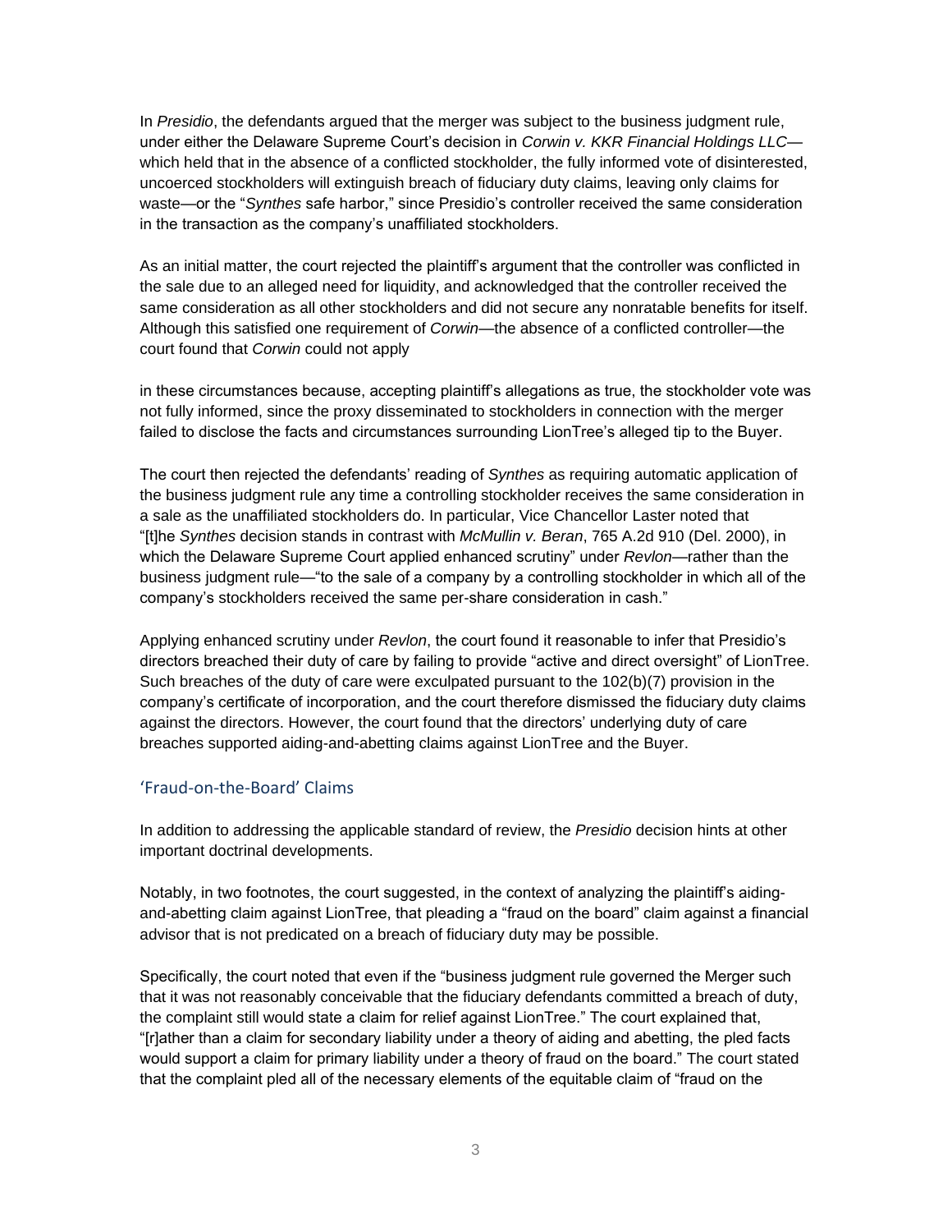In *Presidio*, the defendants argued that the merger was subject to the business judgment rule, under either the Delaware Supreme Court's decision in *Corwin v. KKR Financial Holdings LLC*—which held that in the absence of a conflicted stockholder, the fully informed vote of disinterested, uncoerced stockholders will extinguish breach of fiduciary duty claims, leaving only claims for waste—or the "*Synthes* safe harbor," since Presidio's controller received the same consideration in the transaction as the company's unaffiliated stockholders.

As an initial matter, the court rejected the plaintiff's argument that the controller was conflicted in the sale due to an alleged need for liquidity, and acknowledged that the controller received the same consideration as all other stockholders and did not secure any nonratable benefits for itself. Although this satisfied one requirement of *Corwin*—the absence of a conflicted controller—the court found that *Corwin* could not apply in these circumstances because, accepting plaintiff's allegations as true, the stockholder vote was not fully informed, since the proxy disseminated to stockholders in connection with the merger failed to disclose the facts and circumstances surrounding LionTree's alleged tip to the Buyer.

The court then rejected the defendants' reading of *Synthes* as requiring automatic application of the business judgment rule any time a controlling stockholder receives the same consideration in a sale as the unaffiliated stockholders do. In particular, Vice Chancellor Laster noted that "[t]he *Synthes* decision stands in contrast with *McMullin v. Beran*, 765 A.2d 910 (Del. 2000), in which the Delaware Supreme Court applied enhanced scrutiny" under *Revlon*—rather than the business judgment rule—"to the sale of a company by a controlling stockholder in which all of the company's stockholders received the same per-share consideration in cash."

Applying enhanced scrutiny under *Revlon*, the court found it reasonable to infer that Presidio's directors breached their duty of care by failing to provide "active and direct oversight" of LionTree. Such breaches of the duty of care were exculpated pursuant to the 102(b)(7) provision in the company's certificate of incorporation, and the court therefore dismissed the fiduciary duty claims against the directors. However, the court found that the directors' underlying duty of care breaches supported aiding-and-abetting claims against LionTree and the Buyer.

## 'Fraud-on-the-Board' Claims

In addition to addressing the applicable standard of review, the *Presidio* decision hints at other important doctrinal developments.

Notably, in two footnotes, the court suggested, in the context of analyzing the plaintiff's aiding-and-abetting claim against LionTree, that pleading a "fraud on the board" claim against a financial advisor that is not predicated on a breach of fiduciary duty may be possible.

Specifically, the court noted that even if the "business judgment rule governed the Merger such that it was not reasonably conceivable that the fiduciary defendants committed a breach of duty, the complaint still would state a claim for relief against LionTree." The court explained that, "[r]ather than a claim for secondary liability under a theory of aiding and abetting, the pled facts would support a claim for primary liability under a theory of fraud on the board." The court stated that the complaint pled all of the necessary elements of the equitable claim of "fraud on the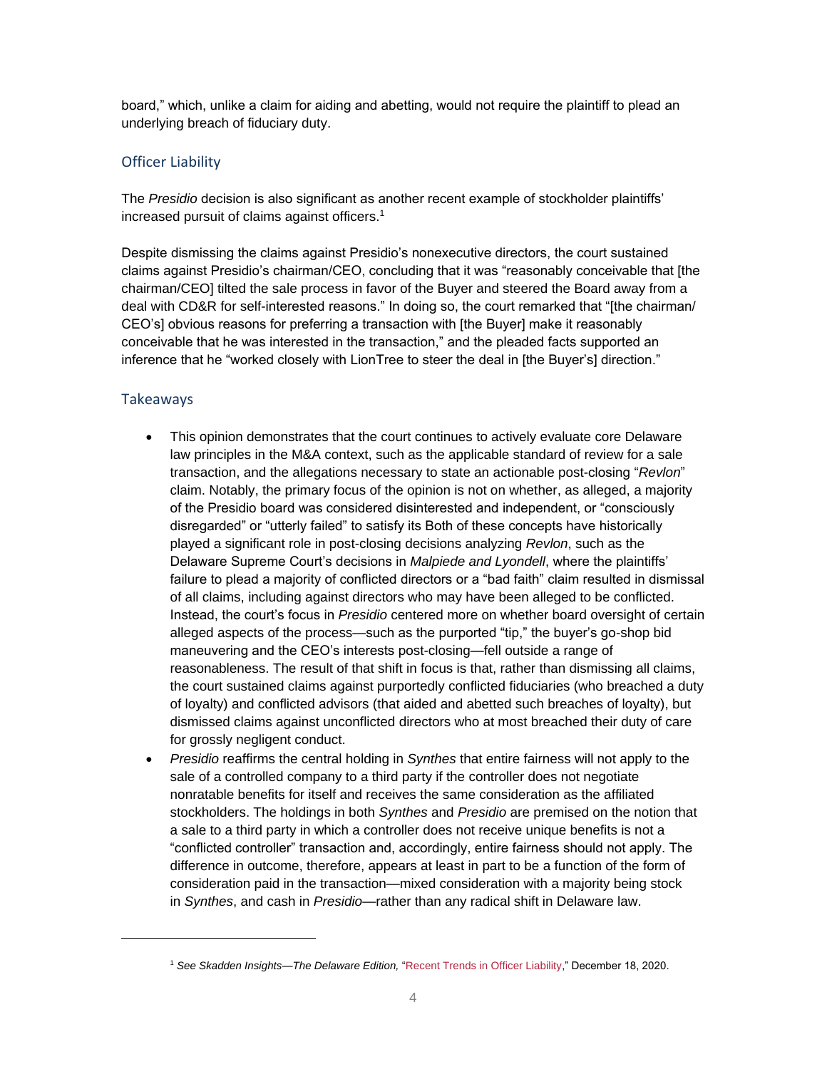board," which, unlike a claim for aiding and abetting, would not require the plaintiff to plead an underlying breach of fiduciary duty.

## Officer Liability

The *Presidio* decision is also significant as another recent example of stockholder plaintiffs' increased pursuit of claims against officers.[1]

Despite dismissing the claims against Presidio's nonexecutive directors, the court sustained claims against Presidio's chairman/CEO, concluding that it was "reasonably conceivable that [the chairman/CEO] tilted the sale process in favor of the Buyer and steered the Board away from a deal with CD&R for self-interested reasons." In doing so, the court remarked that "[the chairman/ CEO's] obvious reasons for preferring a transaction with [the Buyer] make it reasonably conceivable that he was interested in the transaction," and the pleaded facts supported an inference that he "worked closely with LionTree to steer the deal in [the Buyer's] direction."

## Takeaways

- This opinion demonstrates that the court continues to actively evaluate core Delaware law principles in the M&A context, such as the applicable standard of review for a sale transaction, and the allegations necessary to state an actionable post-closing "*Revlon*" claim. Notably, the primary focus of the opinion is not on whether, as alleged, a majority of the Presidio board was considered disinterested and independent, or "consciously disregarded" or "utterly failed" to satisfy its Both of these concepts have historically played a significant role in post-closing decisions analyzing *Revlon*, such as the Delaware Supreme Court's decisions in *Malpiede and Lyondell*, where the plaintiffs' failure to plead a majority of conflicted directors or a "bad faith" claim resulted in dismissal of all claims, including against directors who may have been alleged to be conflicted. Instead, the court's focus in *Presidio* centered more on whether board oversight of certain alleged aspects of the process—such as the purported "tip," the buyer's go-shop bid maneuvering and the CEO's interests post-closing—fell outside a range of reasonableness. The result of that shift in focus is that, rather than dismissing all claims, the court sustained claims against purportedly conflicted fiduciaries (who breached a duty of loyalty) and conflicted advisors (that aided and abetted such breaches of loyalty), but dismissed claims against unconflicted directors who at most breached their duty of care for grossly negligent conduct.
- *Presidio* reaffirms the central holding in *Synthes* that entire fairness will not apply to the sale of a controlled company to a third party if the controller does not negotiate nonratable benefits for itself and receives the same consideration as the affiliated stockholders. The holdings in both *Synthes* and *Presidio* are premised on the notion that a sale to a third party in which a controller does not receive unique benefits is not a "conflicted controller" transaction and, accordingly, entire fairness should not apply. The difference in outcome, therefore, appears at least in part to be a function of the form of consideration paid in the transaction—mixed consideration with a majority being stock in *Synthes*, and cash in *Presidio*—rather than any radical shift in Delaware law.

---

[1] *See Skadden Insights—The Delaware Edition,* "Recent Trends in Officer Liability," December 18, 2020.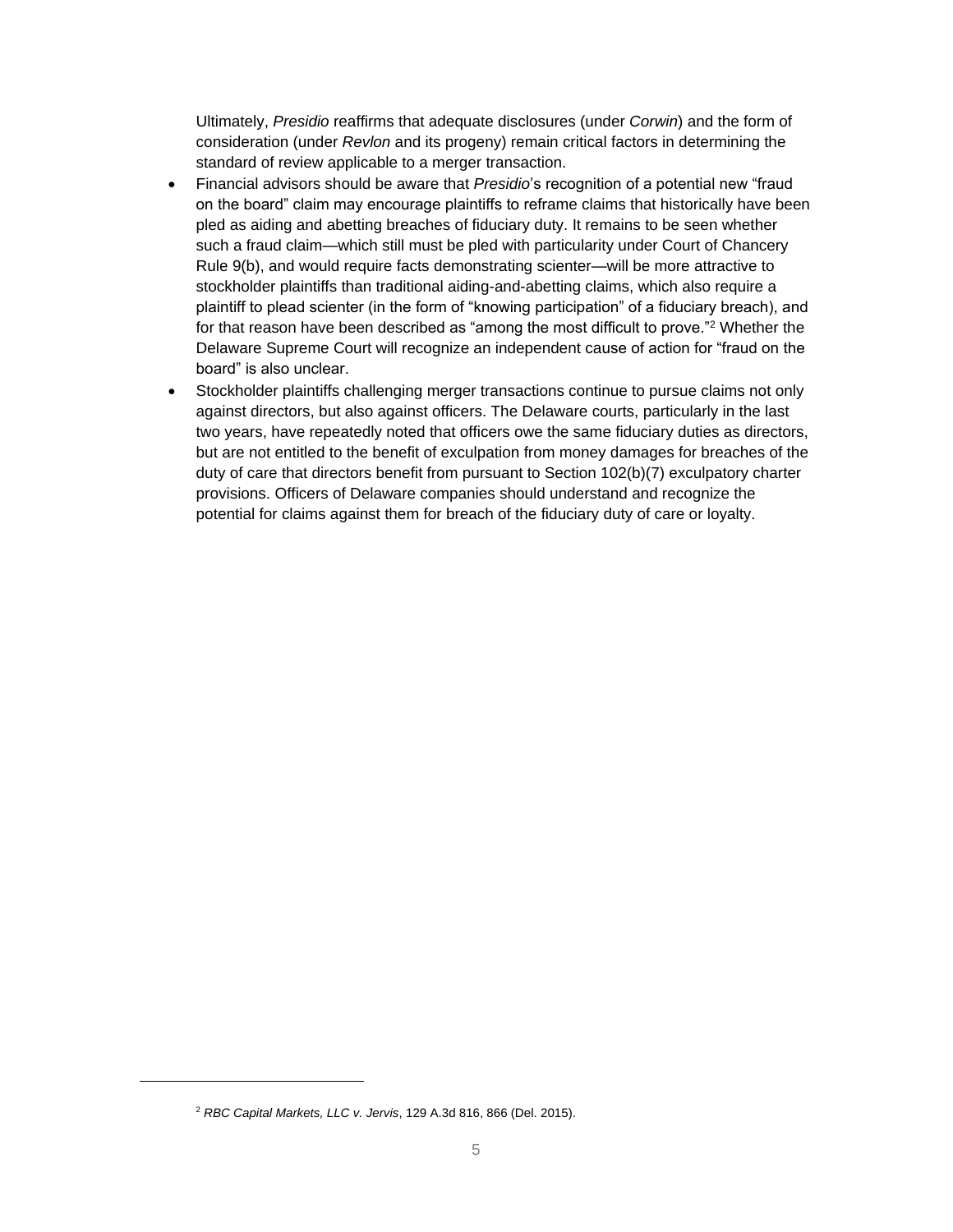Ultimately, *Presidio* reaffirms that adequate disclosures (under *Corwin*) and the form of consideration (under *Revlon* and its progeny) remain critical factors in determining the standard of review applicable to a merger transaction.

- Financial advisors should be aware that *Presidio*'s recognition of a potential new "fraud on the board" claim may encourage plaintiffs to reframe claims that historically have been pled as aiding and abetting breaches of fiduciary duty. It remains to be seen whether such a fraud claim—which still must be pled with particularity under Court of Chancery Rule 9(b), and would require facts demonstrating scienter—will be more attractive to stockholder plaintiffs than traditional aiding-and-abetting claims, which also require a plaintiff to plead scienter (in the form of "knowing participation" of a fiduciary breach), and for that reason have been described as "among the most difficult to prove."[2] Whether the Delaware Supreme Court will recognize an independent cause of action for "fraud on the board" is also unclear.
- Stockholder plaintiffs challenging merger transactions continue to pursue claims not only against directors, but also against officers. The Delaware courts, particularly in the last two years, have repeatedly noted that officers owe the same fiduciary duties as directors, but are not entitled to the benefit of exculpation from money damages for breaches of the duty of care that directors benefit from pursuant to Section 102(b)(7) exculpatory charter provisions. Officers of Delaware companies should understand and recognize the potential for claims against them for breach of the fiduciary duty of care or loyalty.

[2] *RBC Capital Markets, LLC v. Jervis*, 129 A.3d 816, 866 (Del. 2015).